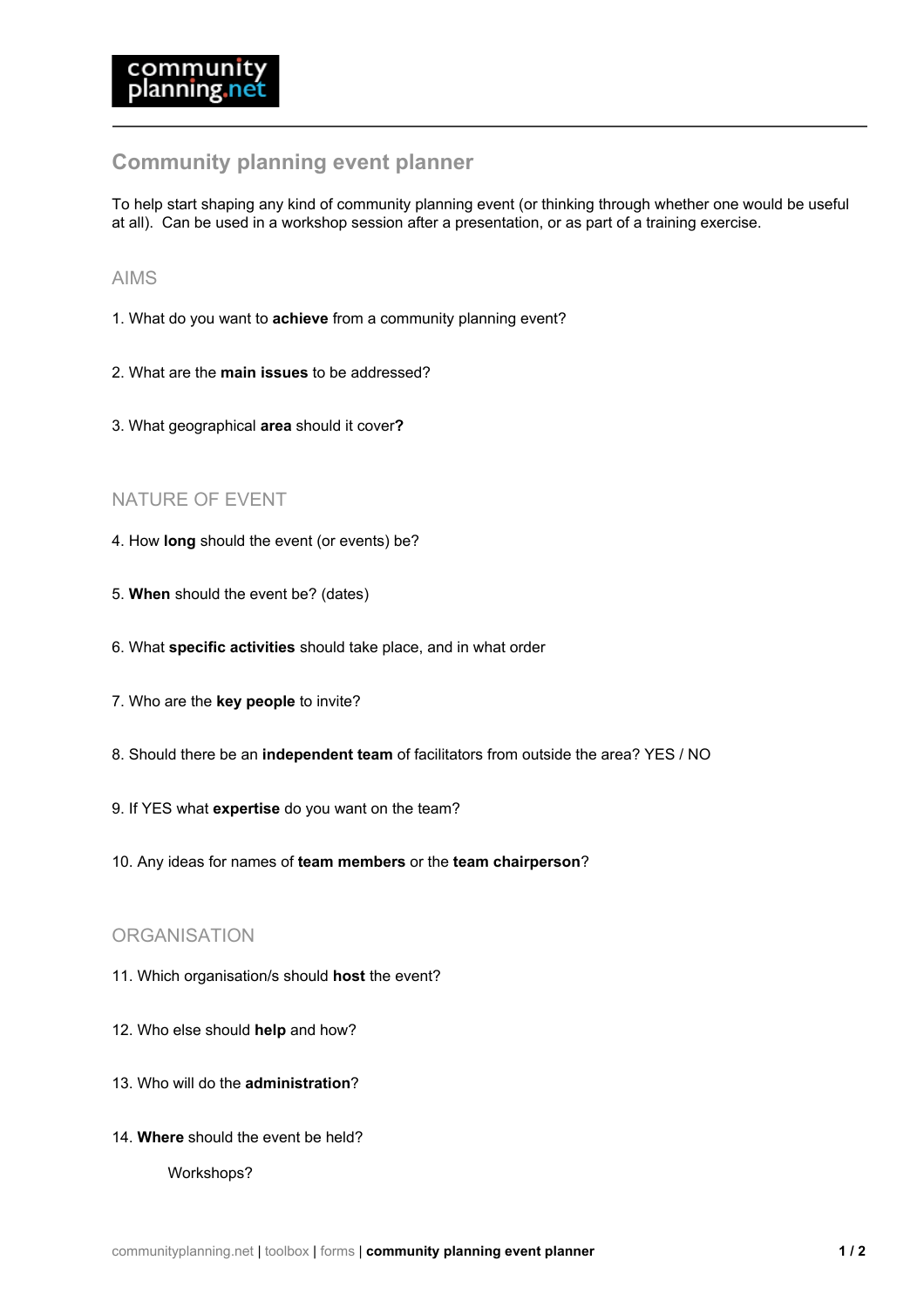# Community planning event planner

To help start shaping any kind of community planning event (or thinking through whether one would be useful at all). Can be used in a workshop session after a presentation, or as part of a training exercise.

## AIMS

1. What do you want to **achieve** from a community planning event?

2. What are the **main issues** to be addressed?

3. What geographical **area** should it cover**?**

## NATURE OF EVENT

4. How **long** should the event (or events) be?

5. **When** should the event be? (dates)

6. What **specific activities** should take place, and in what order

7. Who are the **key people** to invite?

8. Should there be an **independent team** of facilitators from outside the area? YES / NO

9. If YES what **expertise** do you want on the team?

10. Any ideas for names of **team members** or the **team chairperson**?

## ORGANISATION

11. Which organisation/s should **host** the event?

12. Who else should **help** and how?

13. Who will do the **administration**?

14. **Where** should the event be held?

    Workshops?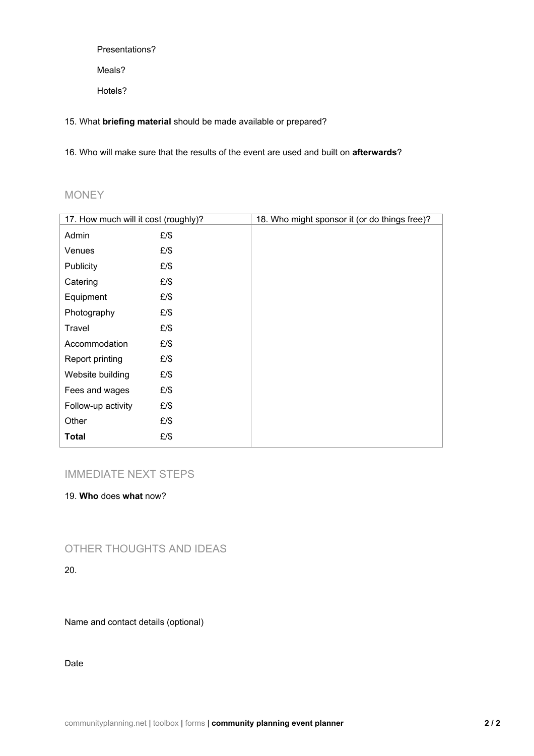Presentations?

Meals?

Hotels?

15. What **briefing material** should be made available or prepared?

16. Who will make sure that the results of the event are used and built on **afterwards**?

## MONEY

| 17. How much will it cost (roughly)? | | 18. Who might sponsor it (or do things free)? |
|---|---|---|
| Admin | £/$ | |
| Venues | £/$ | |
| Publicity | £/$ | |
| Catering | £/$ | |
| Equipment | £/$ | |
| Photography | £/$ | |
| Travel | £/$ | |
| Accommodation | £/$ | |
| Report printing | £/$ | |
| Website building | £/$ | |
| Fees and wages | £/$ | |
| Follow-up activity | £/$ | |
| Other | £/$ | |
| **Total** | £/$ | |

## IMMEDIATE NEXT STEPS

19. **Who** does **what** now?

## OTHER THOUGHTS AND IDEAS

20.

Name and contact details (optional)

Date